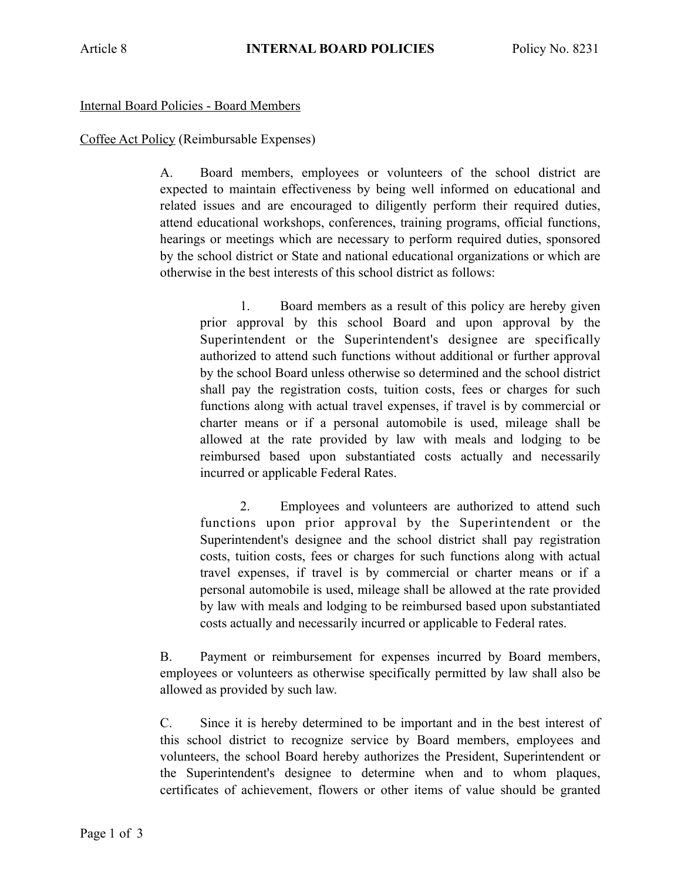Article 8 **INTERNAL BOARD POLICIES** Policy No. 8231

Internal Board Policies - Board Members

Coffee Act Policy (Reimbursable Expenses)

A. Board members, employees or volunteers of the school district are expected to maintain effectiveness by being well informed on educational and related issues and are encouraged to diligently perform their required duties, attend educational workshops, conferences, training programs, official functions, hearings or meetings which are necessary to perform required duties, sponsored by the school district or State and national educational organizations or which are otherwise in the best interests of this school district as follows:

1. Board members as a result of this policy are hereby given prior approval by this school Board and upon approval by the Superintendent or the Superintendent's designee are specifically authorized to attend such functions without additional or further approval by the school Board unless otherwise so determined and the school district shall pay the registration costs, tuition costs, fees or charges for such functions along with actual travel expenses, if travel is by commercial or charter means or if a personal automobile is used, mileage shall be allowed at the rate provided by law with meals and lodging to be reimbursed based upon substantiated costs actually and necessarily incurred or applicable Federal Rates.

2. Employees and volunteers are authorized to attend such functions upon prior approval by the Superintendent or the Superintendent's designee and the school district shall pay registration costs, tuition costs, fees or charges for such functions along with actual travel expenses, if travel is by commercial or charter means or if a personal automobile is used, mileage shall be allowed at the rate provided by law with meals and lodging to be reimbursed based upon substantiated costs actually and necessarily incurred or applicable to Federal rates.

B. Payment or reimbursement for expenses incurred by Board members, employees or volunteers as otherwise specifically permitted by law shall also be allowed as provided by such law.

C. Since it is hereby determined to be important and in the best interest of this school district to recognize service by Board members, employees and volunteers, the school Board hereby authorizes the President, Superintendent or the Superintendent's designee to determine when and to whom plaques, certificates of achievement, flowers or other items of value should be granted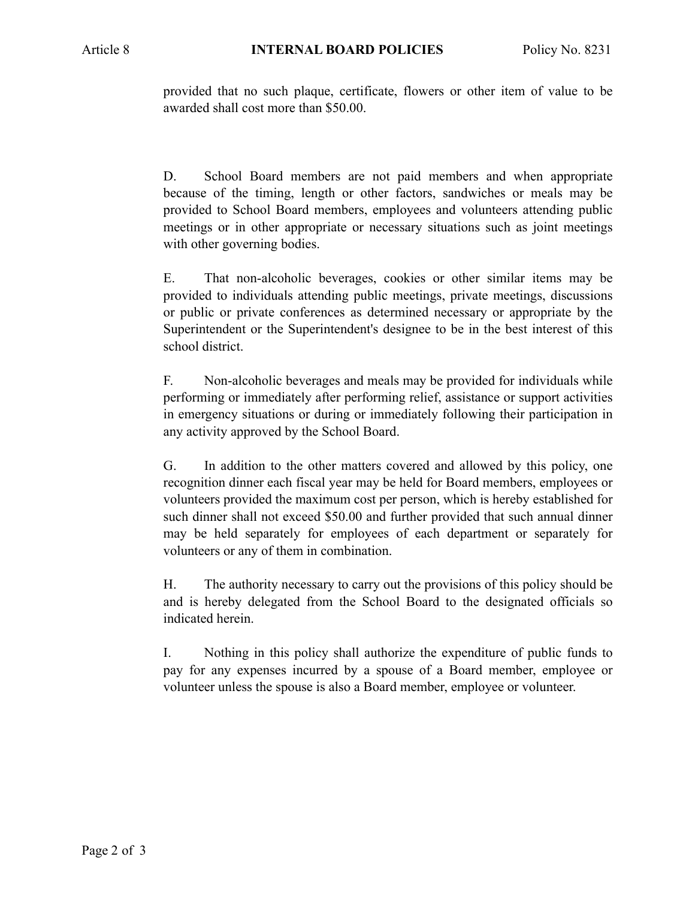provided that no such plaque, certificate, flowers or other item of value to be awarded shall cost more than $50.00.

D. School Board members are not paid members and when appropriate because of the timing, length or other factors, sandwiches or meals may be provided to School Board members, employees and volunteers attending public meetings or in other appropriate or necessary situations such as joint meetings with other governing bodies.

E. That non-alcoholic beverages, cookies or other similar items may be provided to individuals attending public meetings, private meetings, discussions or public or private conferences as determined necessary or appropriate by the Superintendent or the Superintendent's designee to be in the best interest of this school district.

F. Non-alcoholic beverages and meals may be provided for individuals while performing or immediately after performing relief, assistance or support activities in emergency situations or during or immediately following their participation in any activity approved by the School Board.

G. In addition to the other matters covered and allowed by this policy, one recognition dinner each fiscal year may be held for Board members, employees or volunteers provided the maximum cost per person, which is hereby established for such dinner shall not exceed $50.00 and further provided that such annual dinner may be held separately for employees of each department or separately for volunteers or any of them in combination.

H. The authority necessary to carry out the provisions of this policy should be and is hereby delegated from the School Board to the designated officials so indicated herein.

I. Nothing in this policy shall authorize the expenditure of public funds to pay for any expenses incurred by a spouse of a Board member, employee or volunteer unless the spouse is also a Board member, employee or volunteer.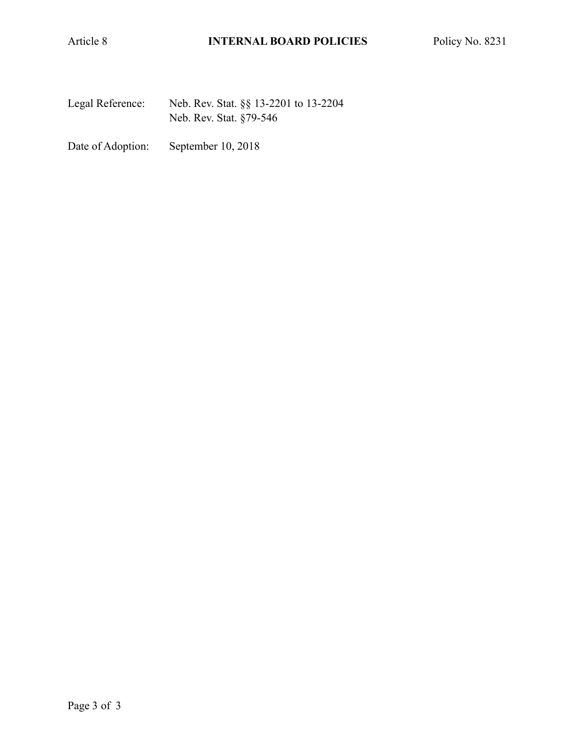Legal Reference: Neb. Rev. Stat. §§ 13-2201 to 13-2204
Neb. Rev. Stat. §79-546

Date of Adoption: September 10, 2018